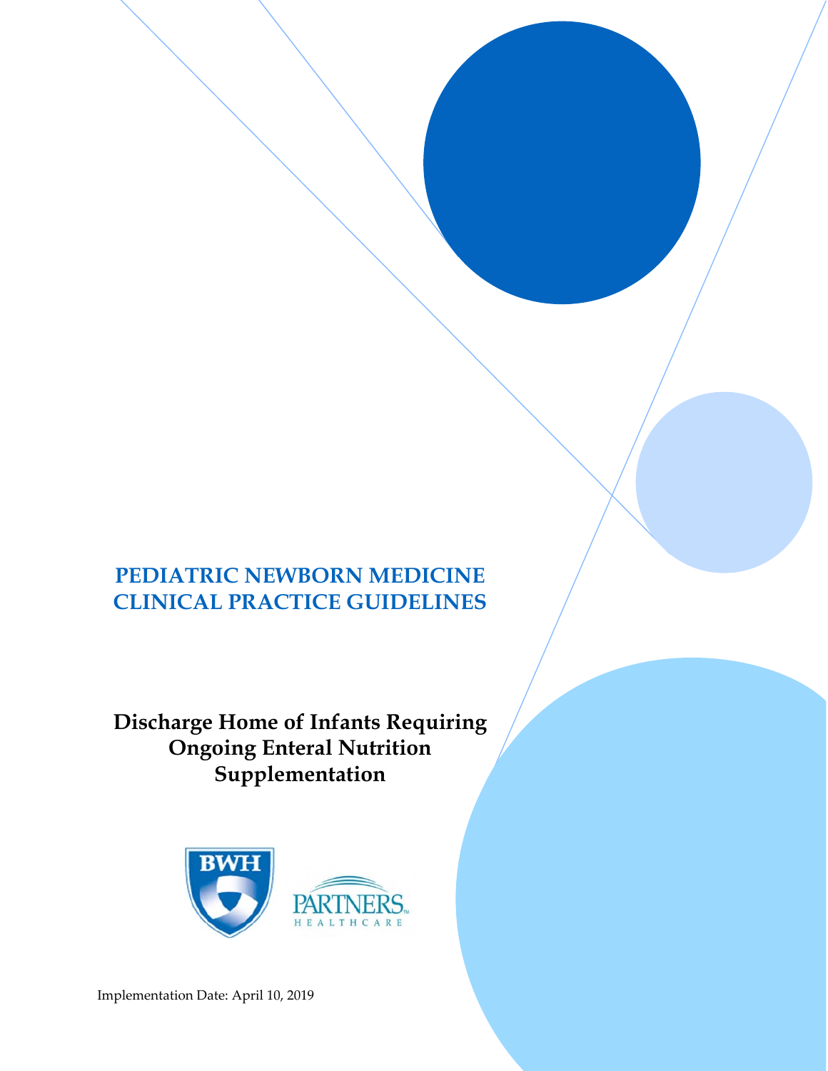# PEDIATRIC NEWBORN MEDICINE CLINICAL PRACTICE GUIDELINES

## Discharge Home of Infants Requiring Ongoing Enteral Nutrition Supplementation

Implementation Date: April 10, 2019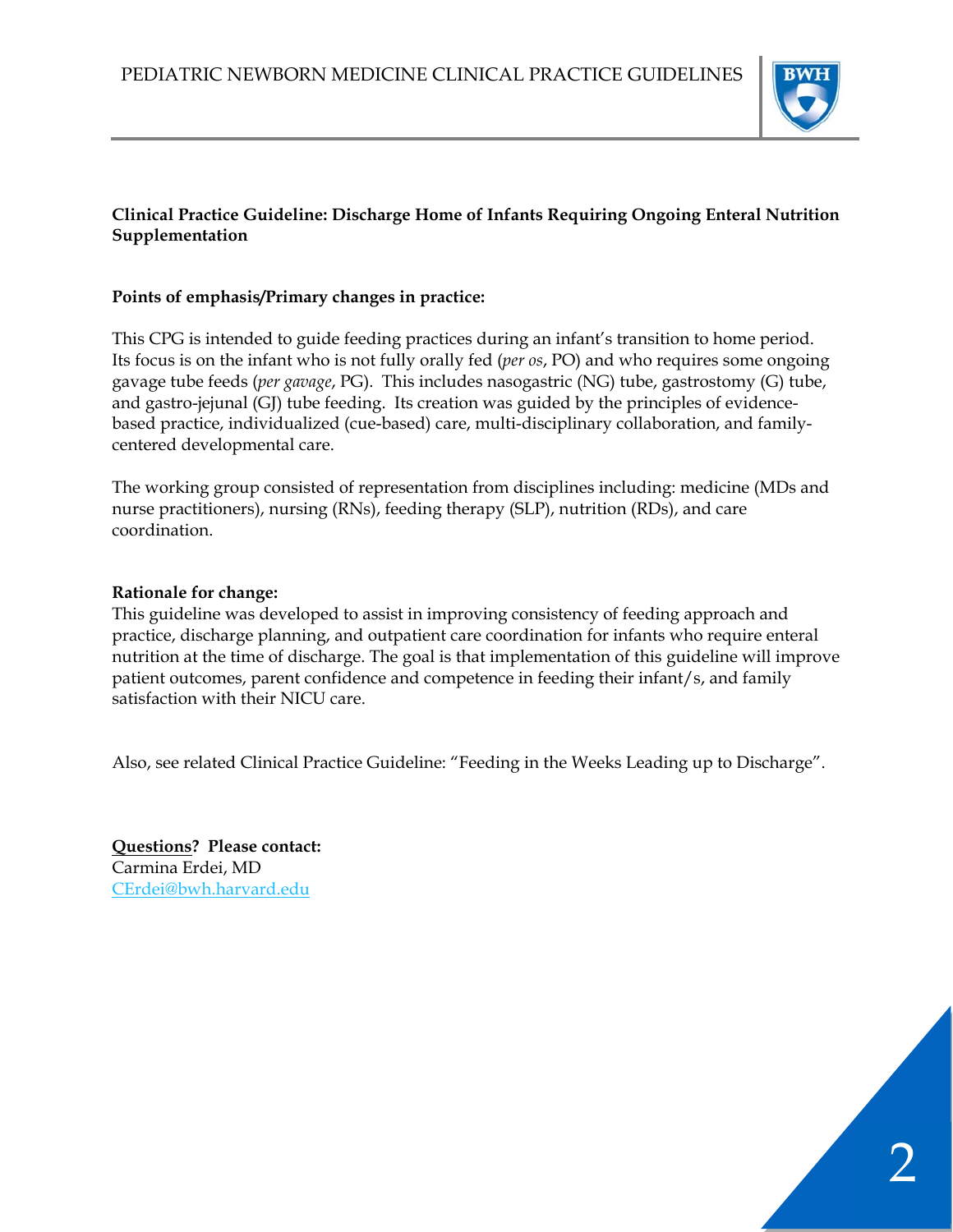**Clinical Practice Guideline: Discharge Home of Infants Requiring Ongoing Enteral Nutrition Supplementation**

**Points of emphasis/Primary changes in practice:**

This CPG is intended to guide feeding practices during an infant's transition to home period. Its focus is on the infant who is not fully orally fed (*per os*, PO) and who requires some ongoing gavage tube feeds (*per gavage*, PG). This includes nasogastric (NG) tube, gastrostomy (G) tube, and gastro-jejunal (GJ) tube feeding. Its creation was guided by the principles of evidence-based practice, individualized (cue-based) care, multi-disciplinary collaboration, and family-centered developmental care.

The working group consisted of representation from disciplines including: medicine (MDs and nurse practitioners), nursing (RNs), feeding therapy (SLP), nutrition (RDs), and care coordination.

**Rationale for change:**

This guideline was developed to assist in improving consistency of feeding approach and practice, discharge planning, and outpatient care coordination for infants who require enteral nutrition at the time of discharge. The goal is that implementation of this guideline will improve patient outcomes, parent confidence and competence in feeding their infant/s, and family satisfaction with their NICU care.

Also, see related Clinical Practice Guideline: "Feeding in the Weeks Leading up to Discharge".

**Questions? Please contact:**
Carmina Erdei, MD
CErdei@bwh.harvard.edu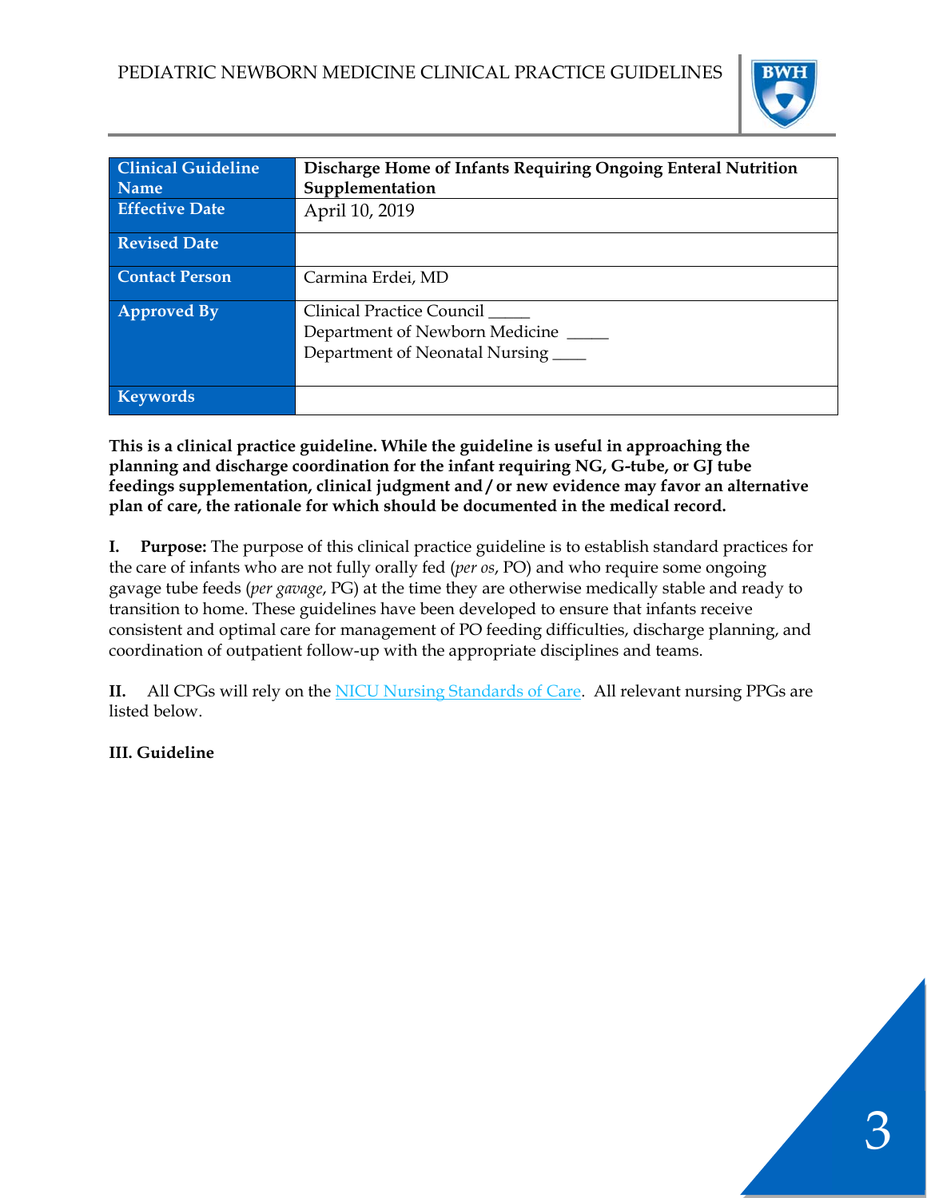| Clinical Guideline Name | Discharge Home of Infants Requiring Ongoing Enteral Nutrition Supplementation |
|---|---|
| Effective Date | April 10, 2019 |
| Revised Date | |
| Contact Person | Carmina Erdei, MD |
| Approved By | Clinical Practice Council _____<br>Department of Newborn Medicine _____<br>Department of Neonatal Nursing ____ |
| Keywords | |

**This is a clinical practice guideline. While the guideline is useful in approaching the planning and discharge coordination for the infant requiring NG, G-tube, or GJ tube feedings supplementation, clinical judgment and / or new evidence may favor an alternative plan of care, the rationale for which should be documented in the medical record.**

**I. Purpose:** The purpose of this clinical practice guideline is to establish standard practices for the care of infants who are not fully orally fed (*per os*, PO) and who require some ongoing gavage tube feeds (*per gavage*, PG) at the time they are otherwise medically stable and ready to transition to home. These guidelines have been developed to ensure that infants receive consistent and optimal care for management of PO feeding difficulties, discharge planning, and coordination of outpatient follow-up with the appropriate disciplines and teams.

**II.** All CPGs will rely on the NICU Nursing Standards of Care. All relevant nursing PPGs are listed below.

**III. Guideline**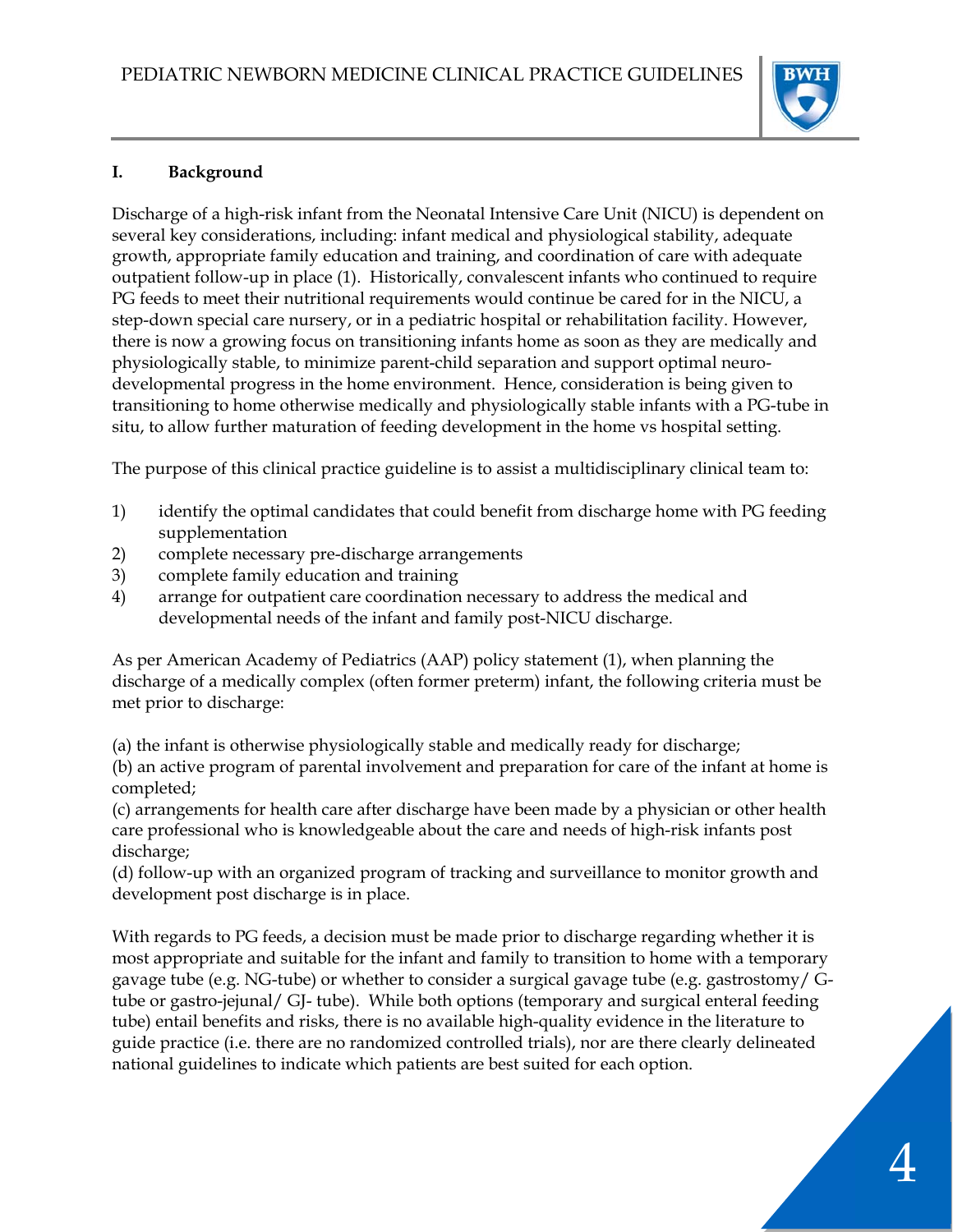## I. Background

Discharge of a high-risk infant from the Neonatal Intensive Care Unit (NICU) is dependent on several key considerations, including: infant medical and physiological stability, adequate growth, appropriate family education and training, and coordination of care with adequate outpatient follow-up in place (1). Historically, convalescent infants who continued to require PG feeds to meet their nutritional requirements would continue be cared for in the NICU, a step-down special care nursery, or in a pediatric hospital or rehabilitation facility. However, there is now a growing focus on transitioning infants home as soon as they are medically and physiologically stable, to minimize parent-child separation and support optimal neuro-developmental progress in the home environment. Hence, consideration is being given to transitioning to home otherwise medically and physiologically stable infants with a PG-tube in situ, to allow further maturation of feeding development in the home vs hospital setting.

The purpose of this clinical practice guideline is to assist a multidisciplinary clinical team to:

1) identify the optimal candidates that could benefit from discharge home with PG feeding supplementation
2) complete necessary pre-discharge arrangements
3) complete family education and training
4) arrange for outpatient care coordination necessary to address the medical and developmental needs of the infant and family post-NICU discharge.

As per American Academy of Pediatrics (AAP) policy statement (1), when planning the discharge of a medically complex (often former preterm) infant, the following criteria must be met prior to discharge:

(a) the infant is otherwise physiologically stable and medically ready for discharge;
(b) an active program of parental involvement and preparation for care of the infant at home is completed;
(c) arrangements for health care after discharge have been made by a physician or other health care professional who is knowledgeable about the care and needs of high-risk infants post discharge;
(d) follow-up with an organized program of tracking and surveillance to monitor growth and development post discharge is in place.

With regards to PG feeds, a decision must be made prior to discharge regarding whether it is most appropriate and suitable for the infant and family to transition to home with a temporary gavage tube (e.g. NG-tube) or whether to consider a surgical gavage tube (e.g. gastrostomy/ G-tube or gastro-jejunal/ GJ- tube). While both options (temporary and surgical enteral feeding tube) entail benefits and risks, there is no available high-quality evidence in the literature to guide practice (i.e. there are no randomized controlled trials), nor are there clearly delineated national guidelines to indicate which patients are best suited for each option.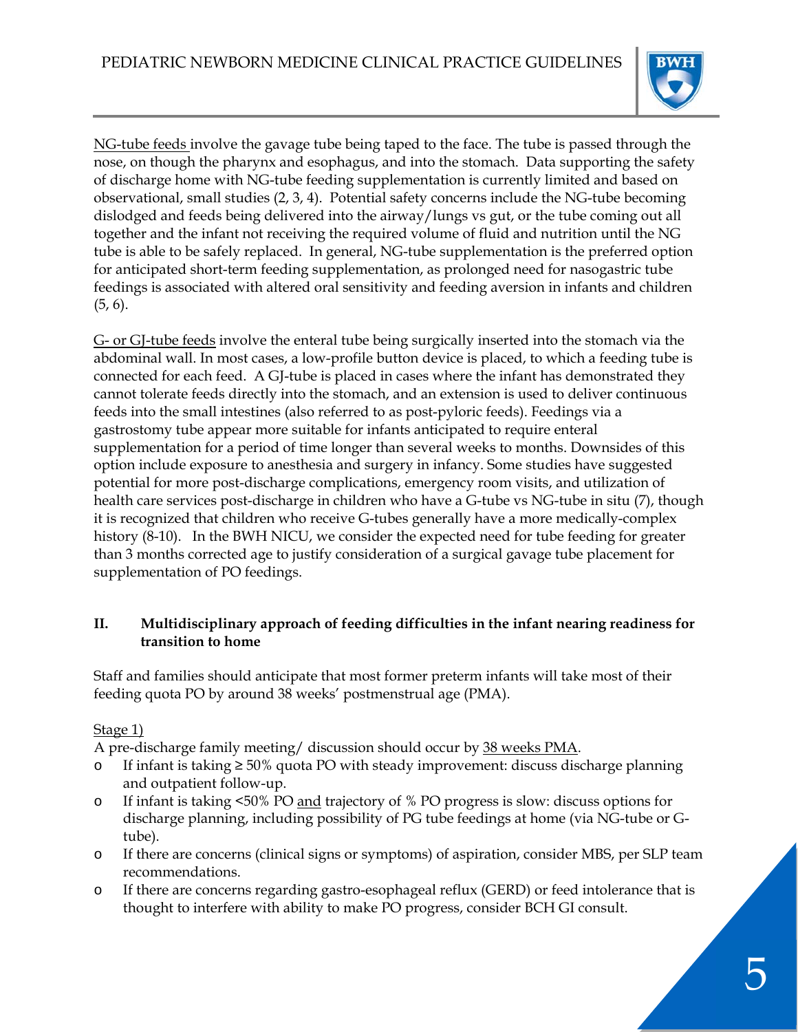NG-tube feeds involve the gavage tube being taped to the face. The tube is passed through the nose, on though the pharynx and esophagus, and into the stomach. Data supporting the safety of discharge home with NG-tube feeding supplementation is currently limited and based on observational, small studies (2, 3, 4). Potential safety concerns include the NG-tube becoming dislodged and feeds being delivered into the airway/lungs vs gut, or the tube coming out all together and the infant not receiving the required volume of fluid and nutrition until the NG tube is able to be safely replaced. In general, NG-tube supplementation is the preferred option for anticipated short-term feeding supplementation, as prolonged need for nasogastric tube feedings is associated with altered oral sensitivity and feeding aversion in infants and children (5, 6).

G- or GJ-tube feeds involve the enteral tube being surgically inserted into the stomach via the abdominal wall. In most cases, a low-profile button device is placed, to which a feeding tube is connected for each feed. A GJ-tube is placed in cases where the infant has demonstrated they cannot tolerate feeds directly into the stomach, and an extension is used to deliver continuous feeds into the small intestines (also referred to as post-pyloric feeds). Feedings via a gastrostomy tube appear more suitable for infants anticipated to require enteral supplementation for a period of time longer than several weeks to months. Downsides of this option include exposure to anesthesia and surgery in infancy. Some studies have suggested potential for more post-discharge complications, emergency room visits, and utilization of health care services post-discharge in children who have a G-tube vs NG-tube in situ (7), though it is recognized that children who receive G-tubes generally have a more medically-complex history (8-10). In the BWH NICU, we consider the expected need for tube feeding for greater than 3 months corrected age to justify consideration of a surgical gavage tube placement for supplementation of PO feedings.

## II. Multidisciplinary approach of feeding difficulties in the infant nearing readiness for transition to home

Staff and families should anticipate that most former preterm infants will take most of their feeding quota PO by around 38 weeks' postmenstrual age (PMA).

Stage 1)

A pre-discharge family meeting/ discussion should occur by 38 weeks PMA.

- If infant is taking ≥ 50% quota PO with steady improvement: discuss discharge planning and outpatient follow-up.
- If infant is taking <50% PO and trajectory of % PO progress is slow: discuss options for discharge planning, including possibility of PG tube feedings at home (via NG-tube or G-tube).
- If there are concerns (clinical signs or symptoms) of aspiration, consider MBS, per SLP team recommendations.
- If there are concerns regarding gastro-esophageal reflux (GERD) or feed intolerance that is thought to interfere with ability to make PO progress, consider BCH GI consult.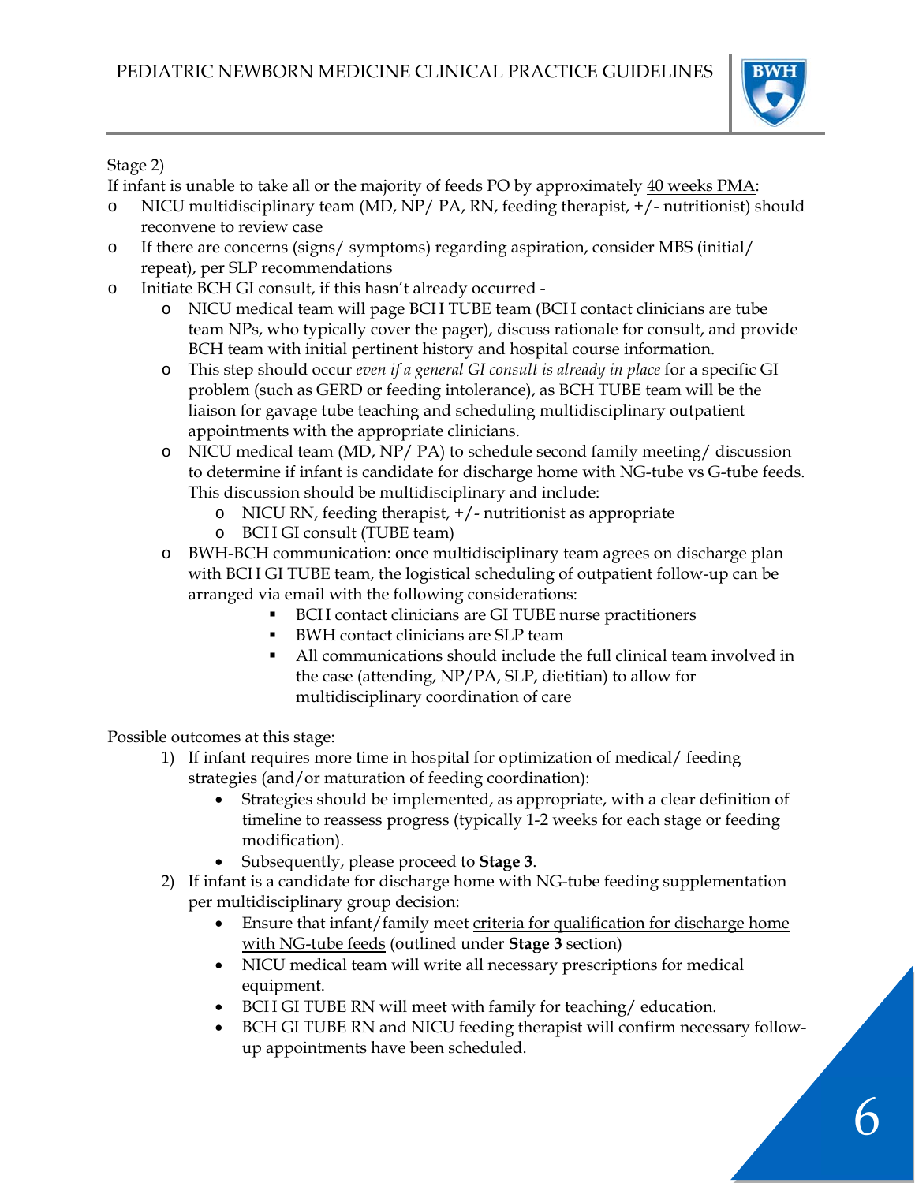Stage 2)

If infant is unable to take all or the majority of feeds PO by approximately 40 weeks PMA:

- NICU multidisciplinary team (MD, NP/ PA, RN, feeding therapist, +/- nutritionist) should reconvene to review case
- If there are concerns (signs/ symptoms) regarding aspiration, consider MBS (initial/ repeat), per SLP recommendations
- Initiate BCH GI consult, if this hasn't already occurred -
  - NICU medical team will page BCH TUBE team (BCH contact clinicians are tube team NPs, who typically cover the pager), discuss rationale for consult, and provide BCH team with initial pertinent history and hospital course information.
  - This step should occur *even if a general GI consult is already in place* for a specific GI problem (such as GERD or feeding intolerance), as BCH TUBE team will be the liaison for gavage tube teaching and scheduling multidisciplinary outpatient appointments with the appropriate clinicians.
  - NICU medical team (MD, NP/ PA) to schedule second family meeting/ discussion to determine if infant is candidate for discharge home with NG-tube vs G-tube feeds. This discussion should be multidisciplinary and include:
    - NICU RN, feeding therapist, +/- nutritionist as appropriate
    - BCH GI consult (TUBE team)
  - BWH-BCH communication: once multidisciplinary team agrees on discharge plan with BCH GI TUBE team, the logistical scheduling of outpatient follow-up can be arranged via email with the following considerations:
    - BCH contact clinicians are GI TUBE nurse practitioners
    - BWH contact clinicians are SLP team
    - All communications should include the full clinical team involved in the case (attending, NP/PA, SLP, dietitian) to allow for multidisciplinary coordination of care

Possible outcomes at this stage:

1) If infant requires more time in hospital for optimization of medical/ feeding strategies (and/or maturation of feeding coordination):
   - Strategies should be implemented, as appropriate, with a clear definition of timeline to reassess progress (typically 1-2 weeks for each stage or feeding modification).
   - Subsequently, please proceed to **Stage 3**.
2) If infant is a candidate for discharge home with NG-tube feeding supplementation per multidisciplinary group decision:
   - Ensure that infant/family meet criteria for qualification for discharge home with NG-tube feeds (outlined under **Stage 3** section)
   - NICU medical team will write all necessary prescriptions for medical equipment.
   - BCH GI TUBE RN will meet with family for teaching/ education.
   - BCH GI TUBE RN and NICU feeding therapist will confirm necessary follow-up appointments have been scheduled.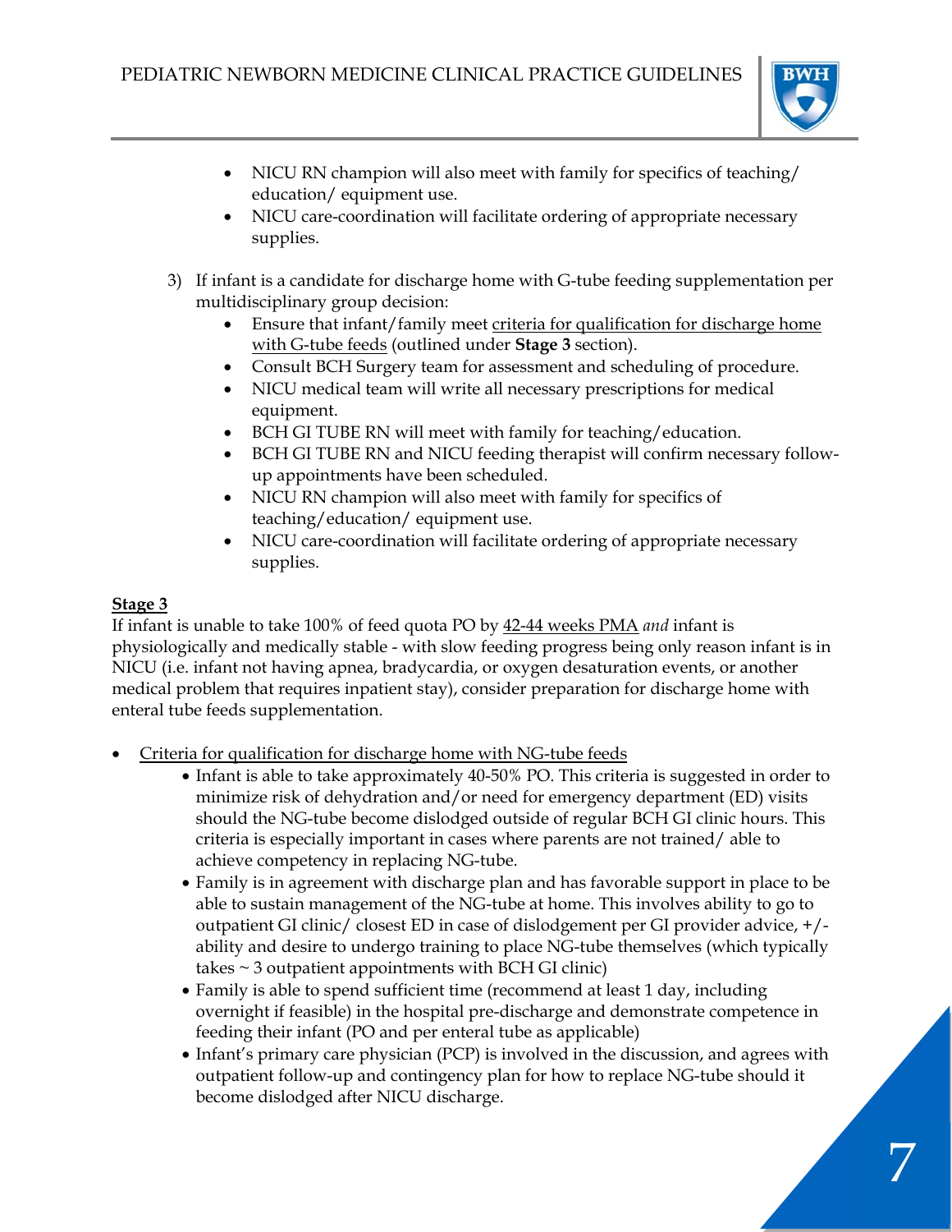- NICU RN champion will also meet with family for specifics of teaching/ education/ equipment use.
- NICU care-coordination will facilitate ordering of appropriate necessary supplies.

3) If infant is a candidate for discharge home with G-tube feeding supplementation per multidisciplinary group decision:
   - Ensure that infant/family meet <u>criteria for qualification for discharge home with G-tube feeds</u> (outlined under **Stage 3** section).
   - Consult BCH Surgery team for assessment and scheduling of procedure.
   - NICU medical team will write all necessary prescriptions for medical equipment.
   - BCH GI TUBE RN will meet with family for teaching/education.
   - BCH GI TUBE RN and NICU feeding therapist will confirm necessary follow-up appointments have been scheduled.
   - NICU RN champion will also meet with family for specifics of teaching/education/ equipment use.
   - NICU care-coordination will facilitate ordering of appropriate necessary supplies.

**<u>Stage 3</u>**

If infant is unable to take 100% of feed quota PO by <u>42-44 weeks PMA</u> *and* infant is physiologically and medically stable - with slow feeding progress being only reason infant is in NICU (i.e. infant not having apnea, bradycardia, or oxygen desaturation events, or another medical problem that requires inpatient stay), consider preparation for discharge home with enteral tube feeds supplementation.

- <u>Criteria for qualification for discharge home with NG-tube feeds</u>
  - Infant is able to take approximately 40-50% PO. This criteria is suggested in order to minimize risk of dehydration and/or need for emergency department (ED) visits should the NG-tube become dislodged outside of regular BCH GI clinic hours. This criteria is especially important in cases where parents are not trained/ able to achieve competency in replacing NG-tube.
  - Family is in agreement with discharge plan and has favorable support in place to be able to sustain management of the NG-tube at home. This involves ability to go to outpatient GI clinic/ closest ED in case of dislodgement per GI provider advice, +/- ability and desire to undergo training to place NG-tube themselves (which typically takes ~ 3 outpatient appointments with BCH GI clinic)
  - Family is able to spend sufficient time (recommend at least 1 day, including overnight if feasible) in the hospital pre-discharge and demonstrate competence in feeding their infant (PO and per enteral tube as applicable)
  - Infant's primary care physician (PCP) is involved in the discussion, and agrees with outpatient follow-up and contingency plan for how to replace NG-tube should it become dislodged after NICU discharge.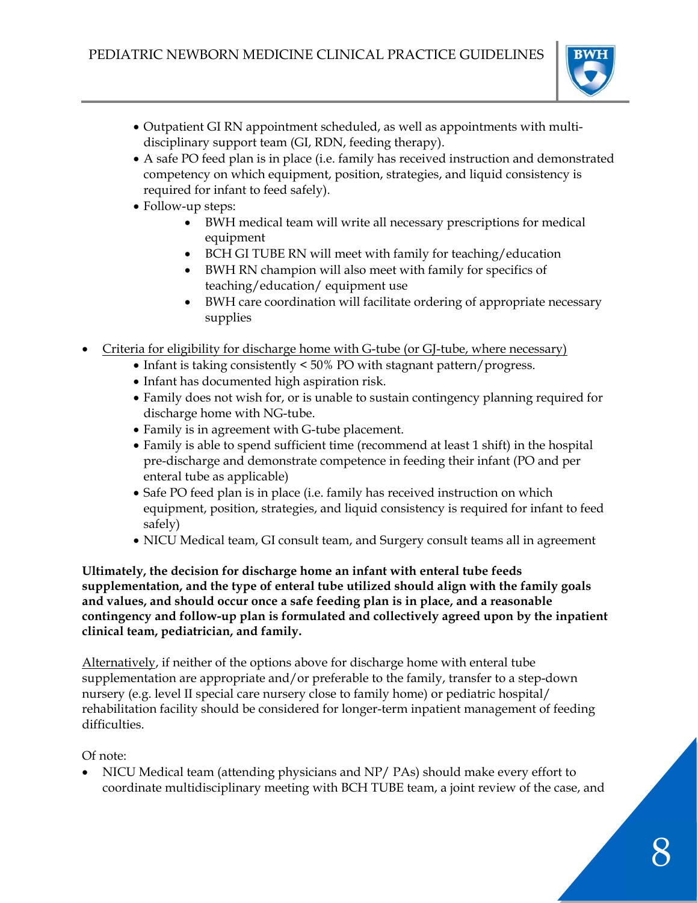- Outpatient GI RN appointment scheduled, as well as appointments with multi-disciplinary support team (GI, RDN, feeding therapy).
- A safe PO feed plan is in place (i.e. family has received instruction and demonstrated competency on which equipment, position, strategies, and liquid consistency is required for infant to feed safely).
- Follow-up steps:
    - BWH medical team will write all necessary prescriptions for medical equipment
    - BCH GI TUBE RN will meet with family for teaching/education
    - BWH RN champion will also meet with family for specifics of teaching/education/ equipment use
    - BWH care coordination will facilitate ordering of appropriate necessary supplies

- <u>Criteria for eligibility for discharge home with G-tube (or GJ-tube, where necessary)</u>
    - Infant is taking consistently < 50% PO with stagnant pattern/progress.
    - Infant has documented high aspiration risk.
    - Family does not wish for, or is unable to sustain contingency planning required for discharge home with NG-tube.
    - Family is in agreement with G-tube placement.
    - Family is able to spend sufficient time (recommend at least 1 shift) in the hospital pre-discharge and demonstrate competence in feeding their infant (PO and per enteral tube as applicable)
    - Safe PO feed plan is in place (i.e. family has received instruction on which equipment, position, strategies, and liquid consistency is required for infant to feed safely)
    - NICU Medical team, GI consult team, and Surgery consult teams all in agreement

**Ultimately, the decision for discharge home an infant with enteral tube feeds supplementation, and the type of enteral tube utilized should align with the family goals and values, and should occur once a safe feeding plan is in place, and a reasonable contingency and follow-up plan is formulated and collectively agreed upon by the inpatient clinical team, pediatrician, and family.**

<u>Alternatively</u>, if neither of the options above for discharge home with enteral tube supplementation are appropriate and/or preferable to the family, transfer to a step-down nursery (e.g. level II special care nursery close to family home) or pediatric hospital/ rehabilitation facility should be considered for longer-term inpatient management of feeding difficulties.

Of note:

- NICU Medical team (attending physicians and NP/ PAs) should make every effort to coordinate multidisciplinary meeting with BCH TUBE team, a joint review of the case, and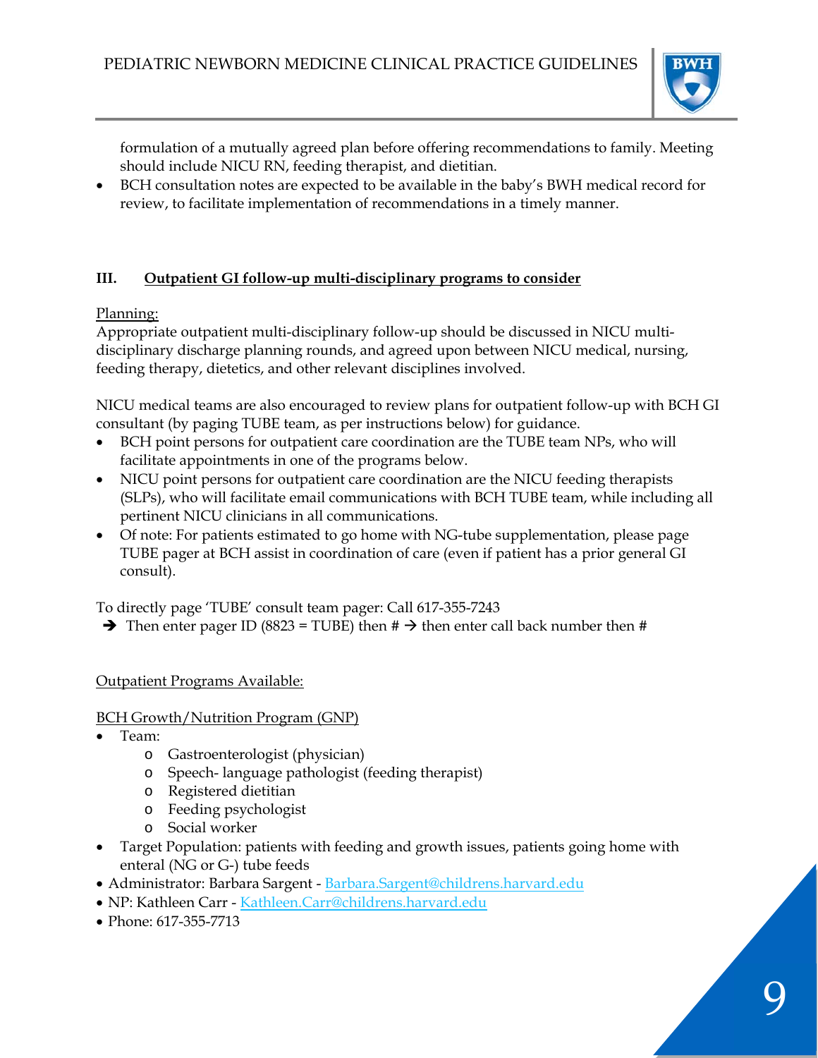formulation of a mutually agreed plan before offering recommendations to family. Meeting should include NICU RN, feeding therapist, and dietitian.

- BCH consultation notes are expected to be available in the baby's BWH medical record for review, to facilitate implementation of recommendations in a timely manner.

## III. Outpatient GI follow-up multi-disciplinary programs to consider

Planning:

Appropriate outpatient multi-disciplinary follow-up should be discussed in NICU multi-disciplinary discharge planning rounds, and agreed upon between NICU medical, nursing, feeding therapy, dietetics, and other relevant disciplines involved.

NICU medical teams are also encouraged to review plans for outpatient follow-up with BCH GI consultant (by paging TUBE team, as per instructions below) for guidance.

- BCH point persons for outpatient care coordination are the TUBE team NPs, who will facilitate appointments in one of the programs below.
- NICU point persons for outpatient care coordination are the NICU feeding therapists (SLPs), who will facilitate email communications with BCH TUBE team, while including all pertinent NICU clinicians in all communications.
- Of note: For patients estimated to go home with NG-tube supplementation, please page TUBE pager at BCH assist in coordination of care (even if patient has a prior general GI consult).

To directly page 'TUBE' consult team pager: Call 617-355-7243

➔ Then enter pager ID (8823 = TUBE) then # → then enter call back number then #

Outpatient Programs Available:

BCH Growth/Nutrition Program (GNP)

- Team:
  - Gastroenterologist (physician)
  - Speech- language pathologist (feeding therapist)
  - Registered dietitian
  - Feeding psychologist
  - Social worker
- Target Population: patients with feeding and growth issues, patients going home with enteral (NG or G-) tube feeds
- Administrator: Barbara Sargent - Barbara.Sargent@childrens.harvard.edu
- NP: Kathleen Carr - Kathleen.Carr@childrens.harvard.edu
- Phone: 617-355-7713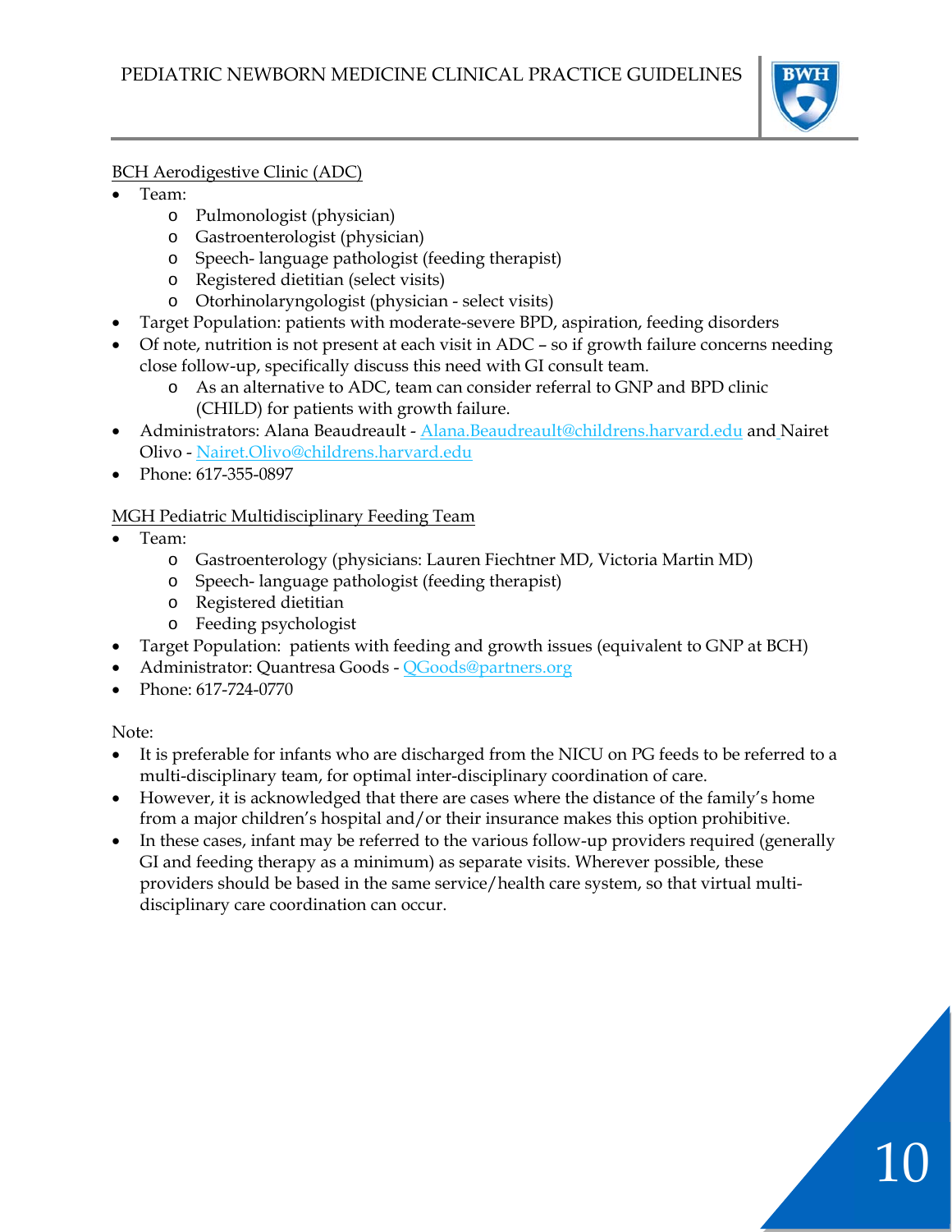BCH Aerodigestive Clinic (ADC)

- Team:
  - Pulmonologist (physician)
  - Gastroenterologist (physician)
  - Speech- language pathologist (feeding therapist)
  - Registered dietitian (select visits)
  - Otorhinolaryngologist (physician - select visits)
- Target Population: patients with moderate-severe BPD, aspiration, feeding disorders
- Of note, nutrition is not present at each visit in ADC – so if growth failure concerns needing close follow-up, specifically discuss this need with GI consult team.
  - As an alternative to ADC, team can consider referral to GNP and BPD clinic (CHILD) for patients with growth failure.
- Administrators: Alana Beaudreault - Alana.Beaudreault@childrens.harvard.edu and Nairet Olivo - Nairet.Olivo@childrens.harvard.edu
- Phone: 617-355-0897

MGH Pediatric Multidisciplinary Feeding Team

- Team:
  - Gastroenterology (physicians: Lauren Fiechtner MD, Victoria Martin MD)
  - Speech- language pathologist (feeding therapist)
  - Registered dietitian
  - Feeding psychologist
- Target Population: patients with feeding and growth issues (equivalent to GNP at BCH)
- Administrator: Quantresa Goods - QGoods@partners.org
- Phone: 617-724-0770

Note:

- It is preferable for infants who are discharged from the NICU on PG feeds to be referred to a multi-disciplinary team, for optimal inter-disciplinary coordination of care.
- However, it is acknowledged that there are cases where the distance of the family's home from a major children's hospital and/or their insurance makes this option prohibitive.
- In these cases, infant may be referred to the various follow-up providers required (generally GI and feeding therapy as a minimum) as separate visits. Wherever possible, these providers should be based in the same service/health care system, so that virtual multi-disciplinary care coordination can occur.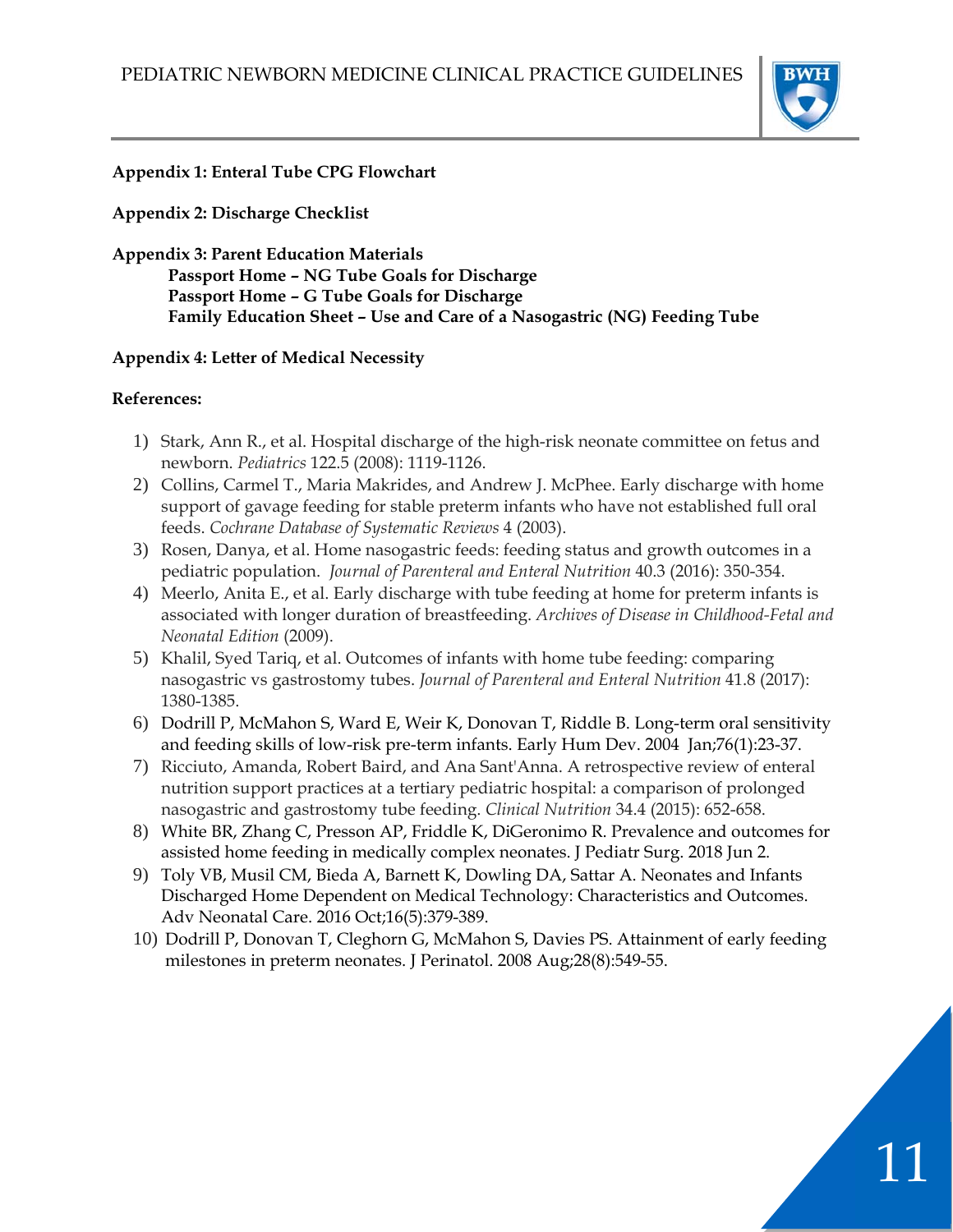**Appendix 1: Enteral Tube CPG Flowchart**

**Appendix 2: Discharge Checklist**

**Appendix 3: Parent Education Materials**

**Passport Home – NG Tube Goals for Discharge**
**Passport Home – G Tube Goals for Discharge**
**Family Education Sheet – Use and Care of a Nasogastric (NG) Feeding Tube**

**Appendix 4: Letter of Medical Necessity**

**References:**

1) Stark, Ann R., et al. Hospital discharge of the high-risk neonate committee on fetus and newborn. *Pediatrics* 122.5 (2008): 1119-1126.
2) Collins, Carmel T., Maria Makrides, and Andrew J. McPhee. Early discharge with home support of gavage feeding for stable preterm infants who have not established full oral feeds. *Cochrane Database of Systematic Reviews* 4 (2003).
3) Rosen, Danya, et al. Home nasogastric feeds: feeding status and growth outcomes in a pediatric population. *Journal of Parenteral and Enteral Nutrition* 40.3 (2016): 350-354.
4) Meerlo, Anita E., et al. Early discharge with tube feeding at home for preterm infants is associated with longer duration of breastfeeding. *Archives of Disease in Childhood-Fetal and Neonatal Edition* (2009).
5) Khalil, Syed Tariq, et al. Outcomes of infants with home tube feeding: comparing nasogastric vs gastrostomy tubes. *Journal of Parenteral and Enteral Nutrition* 41.8 (2017): 1380-1385.
6) Dodrill P, McMahon S, Ward E, Weir K, Donovan T, Riddle B. Long-term oral sensitivity and feeding skills of low-risk pre-term infants. Early Hum Dev. 2004 Jan;76(1):23-37.
7) Ricciuto, Amanda, Robert Baird, and Ana Sant'Anna. A retrospective review of enteral nutrition support practices at a tertiary pediatric hospital: a comparison of prolonged nasogastric and gastrostomy tube feeding. *Clinical Nutrition* 34.4 (2015): 652-658.
8) White BR, Zhang C, Presson AP, Friddle K, DiGeronimo R. Prevalence and outcomes for assisted home feeding in medically complex neonates. J Pediatr Surg. 2018 Jun 2.
9) Toly VB, Musil CM, Bieda A, Barnett K, Dowling DA, Sattar A. Neonates and Infants Discharged Home Dependent on Medical Technology: Characteristics and Outcomes. Adv Neonatal Care. 2016 Oct;16(5):379-389.
10) Dodrill P, Donovan T, Cleghorn G, McMahon S, Davies PS. Attainment of early feeding milestones in preterm neonates. J Perinatol. 2008 Aug;28(8):549-55.